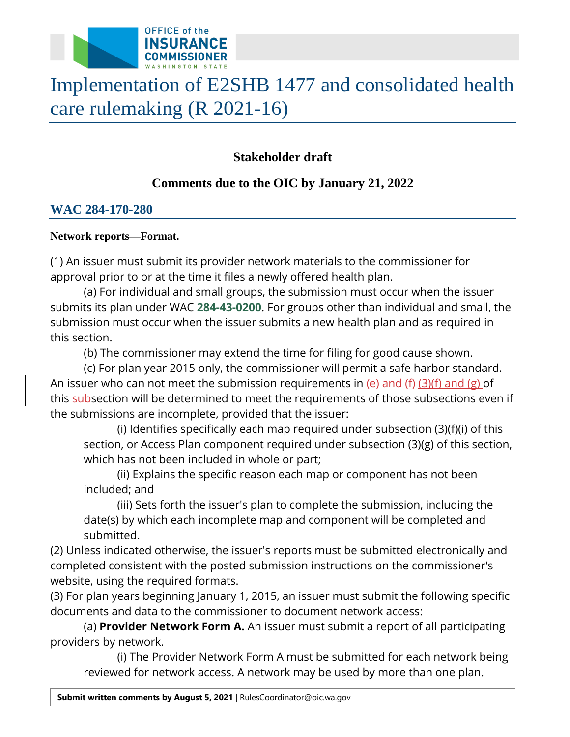# Implementation of E2SHB 1477 and consolidated health care rulemaking (R 2021-16)

**Stakeholder draft**

**Comments due to the OIC by January 21, 2022**

## WAC 284-170-280

**Network reports—Format.**

(1) An issuer must submit its provider network materials to the commissioner for approval prior to or at the time it files a newly offered health plan.

(a) For individual and small groups, the submission must occur when the issuer submits its plan under WAC **284-43-0200**. For groups other than individual and small, the submission must occur when the issuer submits a new health plan and as required in this section.

(b) The commissioner may extend the time for filing for good cause shown.

(c) For plan year 2015 only, the commissioner will permit a safe harbor standard. An issuer who can not meet the submission requirements in ~~(e) and (f)~~ (3)(f) and (g) of this ~~sub~~section will be determined to meet the requirements of those subsections even if the submissions are incomplete, provided that the issuer:

(i) Identifies specifically each map required under subsection (3)(f)(i) of this section, or Access Plan component required under subsection (3)(g) of this section, which has not been included in whole or part;

(ii) Explains the specific reason each map or component has not been included; and

(iii) Sets forth the issuer's plan to complete the submission, including the date(s) by which each incomplete map and component will be completed and submitted.

(2) Unless indicated otherwise, the issuer's reports must be submitted electronically and completed consistent with the posted submission instructions on the commissioner's website, using the required formats.

(3) For plan years beginning January 1, 2015, an issuer must submit the following specific documents and data to the commissioner to document network access:

(a) **Provider Network Form A.** An issuer must submit a report of all participating providers by network.

(i) The Provider Network Form A must be submitted for each network being reviewed for network access. A network may be used by more than one plan.

**Submit written comments by August 5, 2021** | RulesCoordinator@oic.wa.gov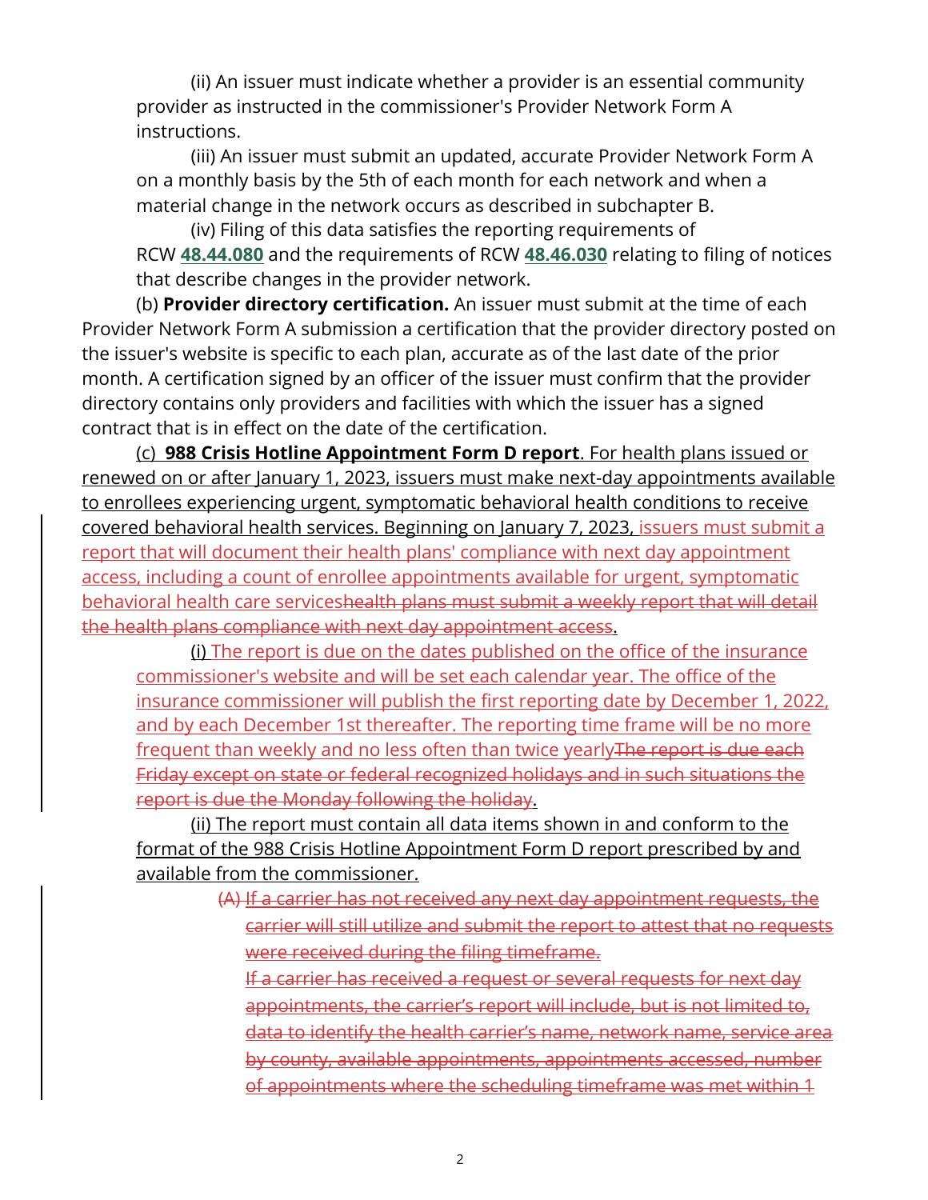(ii) An issuer must indicate whether a provider is an essential community provider as instructed in the commissioner's Provider Network Form A instructions.

(iii) An issuer must submit an updated, accurate Provider Network Form A on a monthly basis by the 5th of each month for each network and when a material change in the network occurs as described in subchapter B.

(iv) Filing of this data satisfies the reporting requirements of RCW **48.44.080** and the requirements of RCW **48.46.030** relating to filing of notices that describe changes in the provider network.

(b) **Provider directory certification.** An issuer must submit at the time of each Provider Network Form A submission a certification that the provider directory posted on the issuer's website is specific to each plan, accurate as of the last date of the prior month. A certification signed by an officer of the issuer must confirm that the provider directory contains only providers and facilities with which the issuer has a signed contract that is in effect on the date of the certification.

<u>(c) **988 Crisis Hotline Appointment Form D report**. For health plans issued or renewed on or after January 1, 2023, issuers must make next-day appointments available to enrollees experiencing urgent, symptomatic behavioral health conditions to receive covered behavioral health services. Beginning on January 7, 2023, issuers must submit a report that will document their health plans' compliance with next day appointment access, including a count of enrollee appointments available for urgent, symptomatic behavioral health care services</u>~~health plans must submit a weekly report that will detail the health plans compliance with next day appointment access~~<u>.</u>

<u>(i) The report is due on the dates published on the office of the insurance commissioner's website and will be set each calendar year. The office of the insurance commissioner will publish the first reporting date by December 1, 2022, and by each December 1st thereafter. The reporting time frame will be no more frequent than weekly and no less often than twice yearly</u>~~The report is due each Friday except on state or federal recognized holidays and in such situations the report is due the Monday following the holiday~~<u>.</u>

<u>(ii) The report must contain all data items shown in and conform to the format of the 988 Crisis Hotline Appointment Form D report prescribed by and available from the commissioner.</u>

~~(A) If a carrier has not received any next day appointment requests, the carrier will still utilize and submit the report to attest that no requests were received during the filing timeframe.~~

~~If a carrier has received a request or several requests for next day appointments, the carrier's report will include, but is not limited to, data to identify the health carrier's name, network name, service area by county, available appointments, appointments accessed, number of appointments where the scheduling timeframe was met within 1~~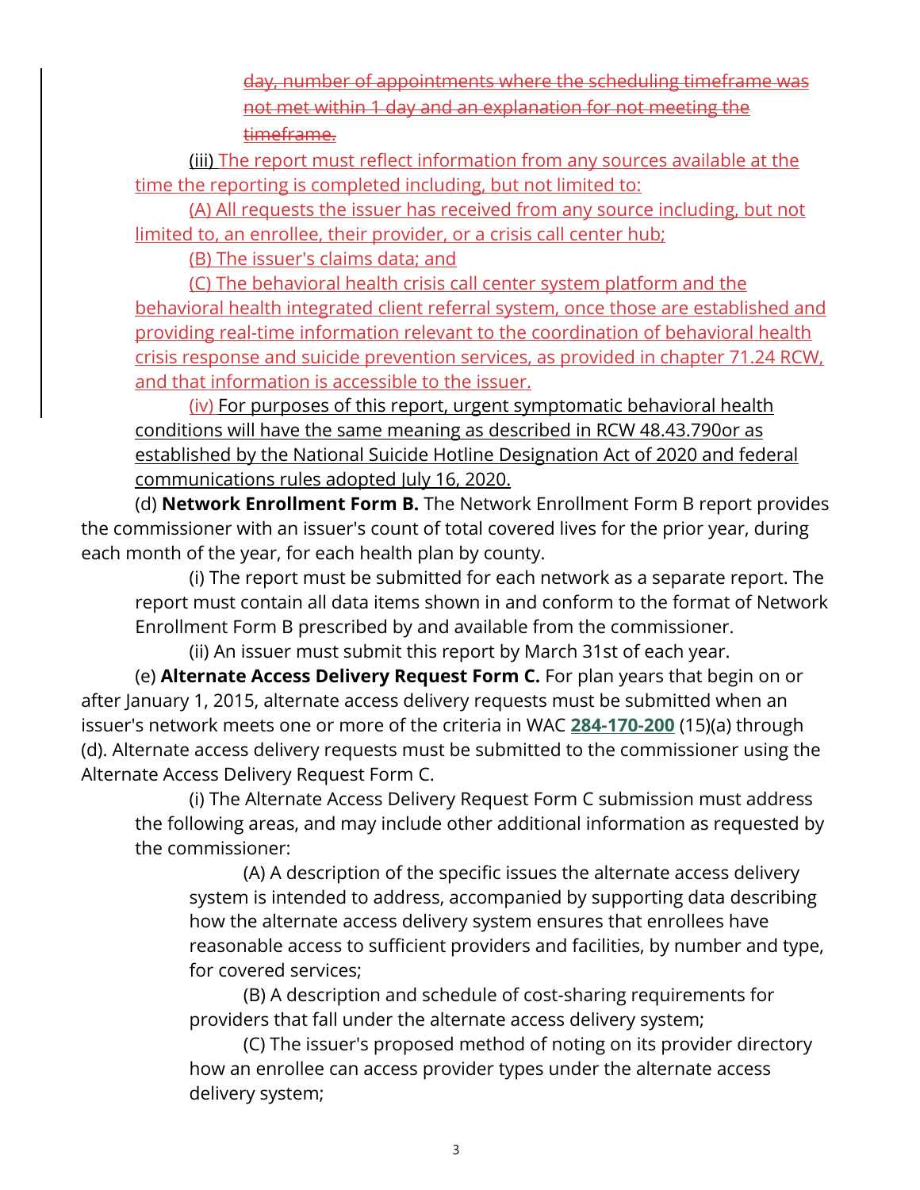~~day, number of appointments where the scheduling timeframe was not met within 1 day and an explanation for not meeting the timeframe.~~

(iii) The report must reflect information from any sources available at the time the reporting is completed including, but not limited to:

(A) All requests the issuer has received from any source including, but not limited to, an enrollee, their provider, or a crisis call center hub;

(B) The issuer's claims data; and

(C) The behavioral health crisis call center system platform and the behavioral health integrated client referral system, once those are established and providing real-time information relevant to the coordination of behavioral health crisis response and suicide prevention services, as provided in chapter 71.24 RCW, and that information is accessible to the issuer.

(iv) For purposes of this report, urgent symptomatic behavioral health conditions will have the same meaning as described in RCW 48.43.790or as established by the National Suicide Hotline Designation Act of 2020 and federal communications rules adopted July 16, 2020.

(d) **Network Enrollment Form B.** The Network Enrollment Form B report provides the commissioner with an issuer's count of total covered lives for the prior year, during each month of the year, for each health plan by county.

(i) The report must be submitted for each network as a separate report. The report must contain all data items shown in and conform to the format of Network Enrollment Form B prescribed by and available from the commissioner.

(ii) An issuer must submit this report by March 31st of each year.

(e) **Alternate Access Delivery Request Form C.** For plan years that begin on or after January 1, 2015, alternate access delivery requests must be submitted when an issuer's network meets one or more of the criteria in WAC **284-170-200** (15)(a) through (d). Alternate access delivery requests must be submitted to the commissioner using the Alternate Access Delivery Request Form C.

(i) The Alternate Access Delivery Request Form C submission must address the following areas, and may include other additional information as requested by the commissioner:

(A) A description of the specific issues the alternate access delivery system is intended to address, accompanied by supporting data describing how the alternate access delivery system ensures that enrollees have reasonable access to sufficient providers and facilities, by number and type, for covered services;

(B) A description and schedule of cost-sharing requirements for providers that fall under the alternate access delivery system;

(C) The issuer's proposed method of noting on its provider directory how an enrollee can access provider types under the alternate access delivery system;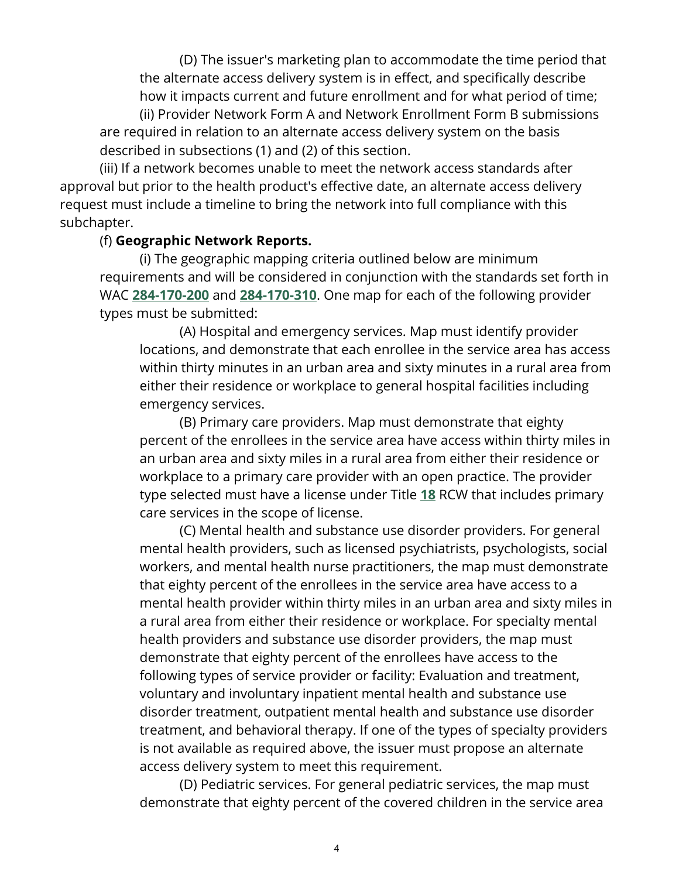(D) The issuer's marketing plan to accommodate the time period that the alternate access delivery system is in effect, and specifically describe how it impacts current and future enrollment and for what period of time;

(ii) Provider Network Form A and Network Enrollment Form B submissions are required in relation to an alternate access delivery system on the basis described in subsections (1) and (2) of this section.

(iii) If a network becomes unable to meet the network access standards after approval but prior to the health product's effective date, an alternate access delivery request must include a timeline to bring the network into full compliance with this subchapter.

(f) **Geographic Network Reports.**

(i) The geographic mapping criteria outlined below are minimum requirements and will be considered in conjunction with the standards set forth in WAC **284-170-200** and **284-170-310**. One map for each of the following provider types must be submitted:

(A) Hospital and emergency services. Map must identify provider locations, and demonstrate that each enrollee in the service area has access within thirty minutes in an urban area and sixty minutes in a rural area from either their residence or workplace to general hospital facilities including emergency services.

(B) Primary care providers. Map must demonstrate that eighty percent of the enrollees in the service area have access within thirty miles in an urban area and sixty miles in a rural area from either their residence or workplace to a primary care provider with an open practice. The provider type selected must have a license under Title **18** RCW that includes primary care services in the scope of license.

(C) Mental health and substance use disorder providers. For general mental health providers, such as licensed psychiatrists, psychologists, social workers, and mental health nurse practitioners, the map must demonstrate that eighty percent of the enrollees in the service area have access to a mental health provider within thirty miles in an urban area and sixty miles in a rural area from either their residence or workplace. For specialty mental health providers and substance use disorder providers, the map must demonstrate that eighty percent of the enrollees have access to the following types of service provider or facility: Evaluation and treatment, voluntary and involuntary inpatient mental health and substance use disorder treatment, outpatient mental health and substance use disorder treatment, and behavioral therapy. If one of the types of specialty providers is not available as required above, the issuer must propose an alternate access delivery system to meet this requirement.

(D) Pediatric services. For general pediatric services, the map must demonstrate that eighty percent of the covered children in the service area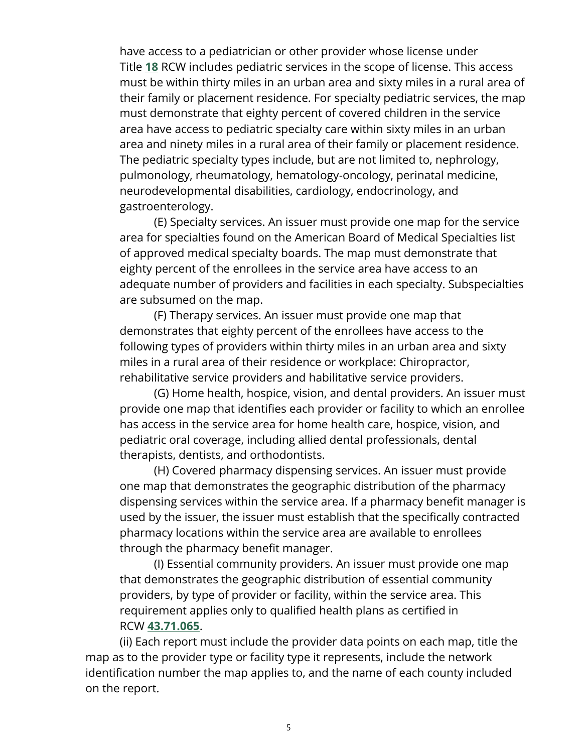have access to a pediatrician or other provider whose license under Title **18** RCW includes pediatric services in the scope of license. This access must be within thirty miles in an urban area and sixty miles in a rural area of their family or placement residence. For specialty pediatric services, the map must demonstrate that eighty percent of covered children in the service area have access to pediatric specialty care within sixty miles in an urban area and ninety miles in a rural area of their family or placement residence. The pediatric specialty types include, but are not limited to, nephrology, pulmonology, rheumatology, hematology-oncology, perinatal medicine, neurodevelopmental disabilities, cardiology, endocrinology, and gastroenterology.

(E) Specialty services. An issuer must provide one map for the service area for specialties found on the American Board of Medical Specialties list of approved medical specialty boards. The map must demonstrate that eighty percent of the enrollees in the service area have access to an adequate number of providers and facilities in each specialty. Subspecialties are subsumed on the map.

(F) Therapy services. An issuer must provide one map that demonstrates that eighty percent of the enrollees have access to the following types of providers within thirty miles in an urban area and sixty miles in a rural area of their residence or workplace: Chiropractor, rehabilitative service providers and habilitative service providers.

(G) Home health, hospice, vision, and dental providers. An issuer must provide one map that identifies each provider or facility to which an enrollee has access in the service area for home health care, hospice, vision, and pediatric oral coverage, including allied dental professionals, dental therapists, dentists, and orthodontists.

(H) Covered pharmacy dispensing services. An issuer must provide one map that demonstrates the geographic distribution of the pharmacy dispensing services within the service area. If a pharmacy benefit manager is used by the issuer, the issuer must establish that the specifically contracted pharmacy locations within the service area are available to enrollees through the pharmacy benefit manager.

(I) Essential community providers. An issuer must provide one map that demonstrates the geographic distribution of essential community providers, by type of provider or facility, within the service area. This requirement applies only to qualified health plans as certified in RCW **43.71.065**.

(ii) Each report must include the provider data points on each map, title the map as to the provider type or facility type it represents, include the network identification number the map applies to, and the name of each county included on the report.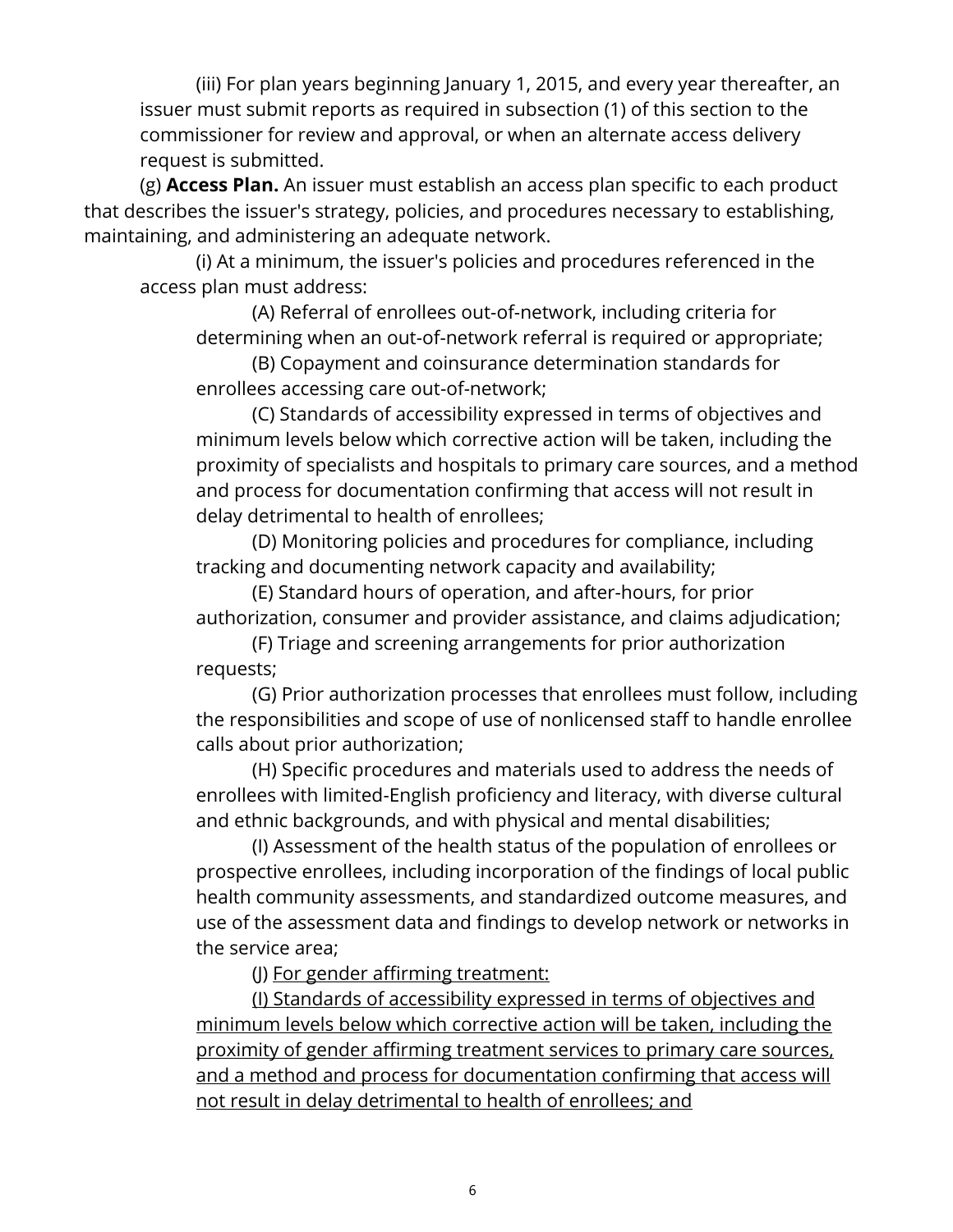(iii) For plan years beginning January 1, 2015, and every year thereafter, an issuer must submit reports as required in subsection (1) of this section to the commissioner for review and approval, or when an alternate access delivery request is submitted.

(g) **Access Plan.** An issuer must establish an access plan specific to each product that describes the issuer's strategy, policies, and procedures necessary to establishing, maintaining, and administering an adequate network.

(i) At a minimum, the issuer's policies and procedures referenced in the access plan must address:

(A) Referral of enrollees out-of-network, including criteria for determining when an out-of-network referral is required or appropriate;

(B) Copayment and coinsurance determination standards for enrollees accessing care out-of-network;

(C) Standards of accessibility expressed in terms of objectives and minimum levels below which corrective action will be taken, including the proximity of specialists and hospitals to primary care sources, and a method and process for documentation confirming that access will not result in delay detrimental to health of enrollees;

(D) Monitoring policies and procedures for compliance, including tracking and documenting network capacity and availability;

(E) Standard hours of operation, and after-hours, for prior authorization, consumer and provider assistance, and claims adjudication;

(F) Triage and screening arrangements for prior authorization requests;

(G) Prior authorization processes that enrollees must follow, including the responsibilities and scope of use of nonlicensed staff to handle enrollee calls about prior authorization;

(H) Specific procedures and materials used to address the needs of enrollees with limited-English proficiency and literacy, with diverse cultural and ethnic backgrounds, and with physical and mental disabilities;

(I) Assessment of the health status of the population of enrollees or prospective enrollees, including incorporation of the findings of local public health community assessments, and standardized outcome measures, and use of the assessment data and findings to develop network or networks in the service area;

(J) <u>For gender affirming treatment:</u>

<u>(I) Standards of accessibility expressed in terms of objectives and minimum levels below which corrective action will be taken, including the proximity of gender affirming treatment services to primary care sources, and a method and process for documentation confirming that access will not result in delay detrimental to health of enrollees; and</u>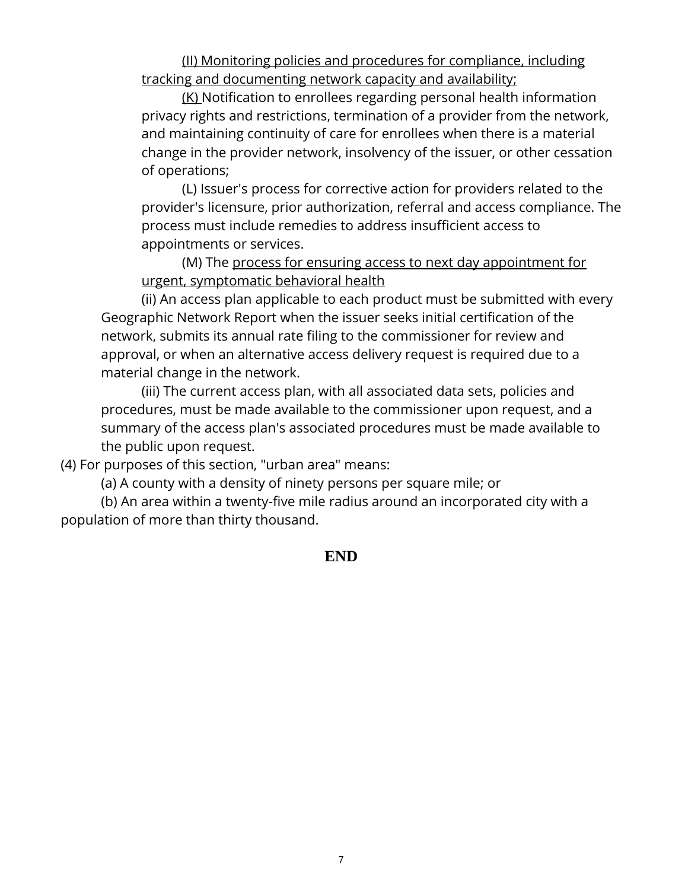(II) Monitoring policies and procedures for compliance, including tracking and documenting network capacity and availability;

(K) Notification to enrollees regarding personal health information privacy rights and restrictions, termination of a provider from the network, and maintaining continuity of care for enrollees when there is a material change in the provider network, insolvency of the issuer, or other cessation of operations;

(L) Issuer's process for corrective action for providers related to the provider's licensure, prior authorization, referral and access compliance. The process must include remedies to address insufficient access to appointments or services.

(M) The process for ensuring access to next day appointment for urgent, symptomatic behavioral health

(ii) An access plan applicable to each product must be submitted with every Geographic Network Report when the issuer seeks initial certification of the network, submits its annual rate filing to the commissioner for review and approval, or when an alternative access delivery request is required due to a material change in the network.

(iii) The current access plan, with all associated data sets, policies and procedures, must be made available to the commissioner upon request, and a summary of the access plan's associated procedures must be made available to the public upon request.

(4) For purposes of this section, "urban area" means:

(a) A county with a density of ninety persons per square mile; or

(b) An area within a twenty-five mile radius around an incorporated city with a population of more than thirty thousand.

**END**